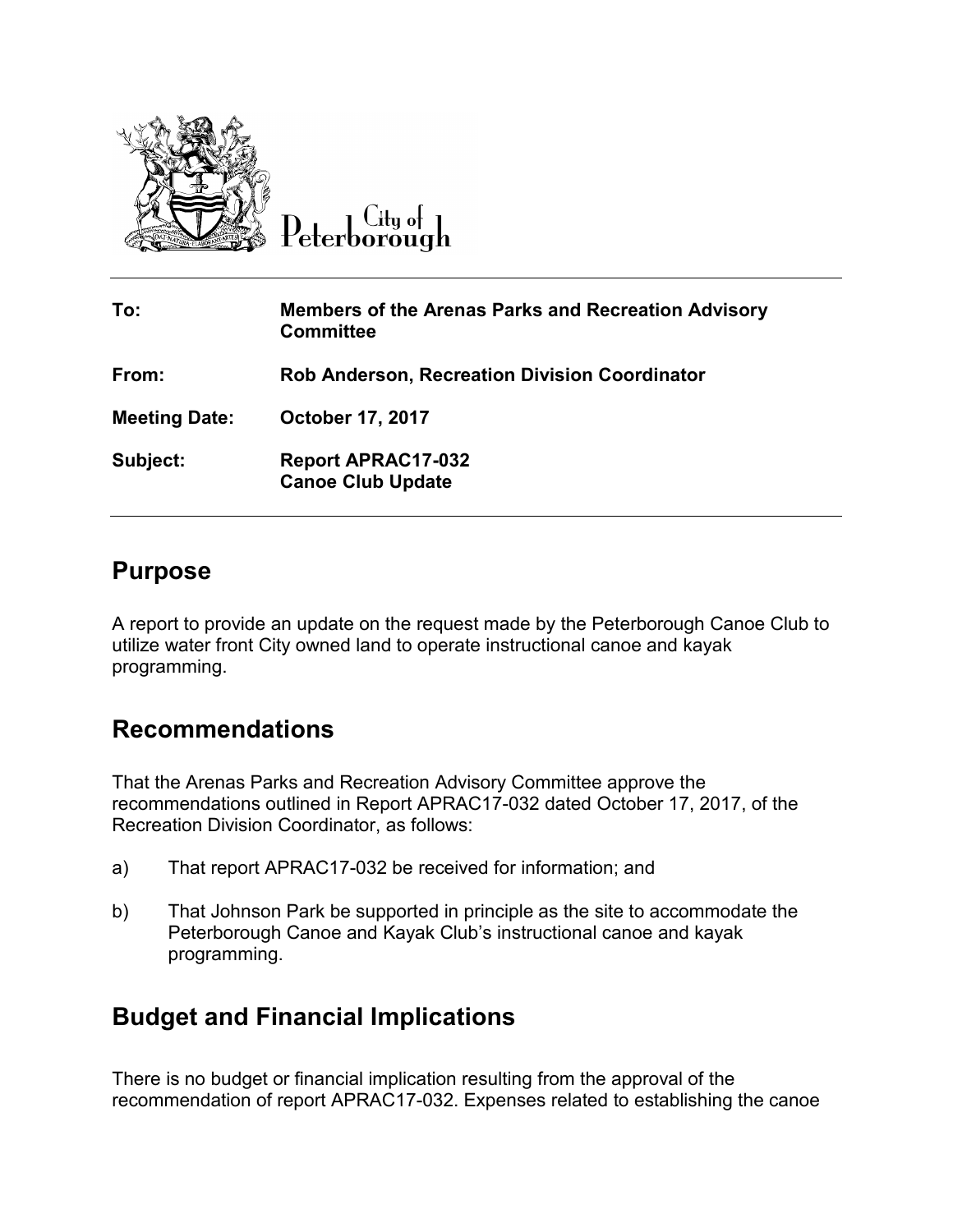City of Peterborough

| | |
|---|---|
| **To:** | **Members of the Arenas Parks and Recreation Advisory Committee** |
| **From:** | **Rob Anderson, Recreation Division Coordinator** |
| **Meeting Date:** | **October 17, 2017** |
| **Subject:** | **Report APRAC17-032 Canoe Club Update** |

## Purpose

A report to provide an update on the request made by the Peterborough Canoe Club to utilize water front City owned land to operate instructional canoe and kayak programming.

## Recommendations

That the Arenas Parks and Recreation Advisory Committee approve the recommendations outlined in Report APRAC17-032 dated October 17, 2017, of the Recreation Division Coordinator, as follows:

a) That report APRAC17-032 be received for information; and

b) That Johnson Park be supported in principle as the site to accommodate the Peterborough Canoe and Kayak Club's instructional canoe and kayak programming.

## Budget and Financial Implications

There is no budget or financial implication resulting from the approval of the recommendation of report APRAC17-032. Expenses related to establishing the canoe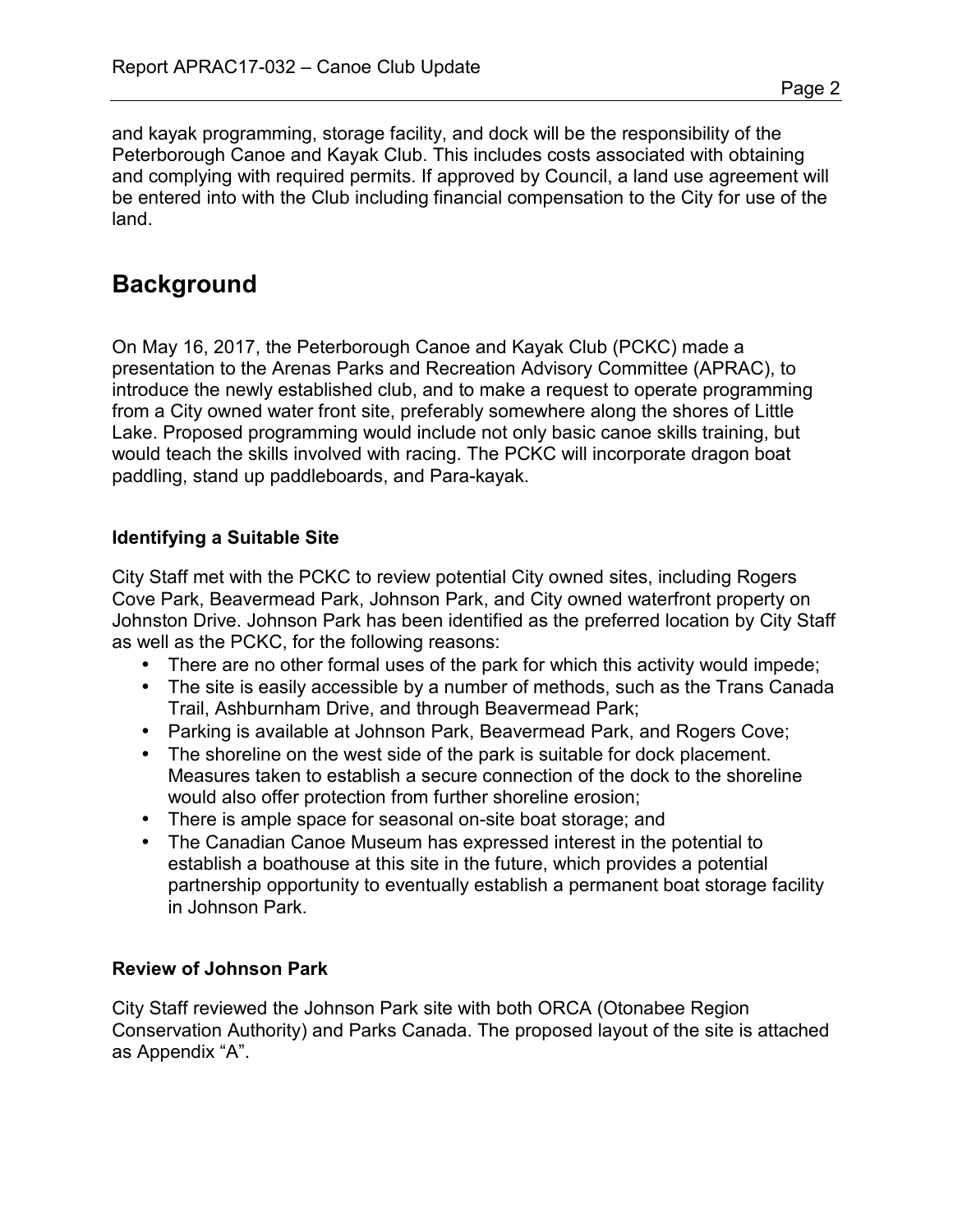and kayak programming, storage facility, and dock will be the responsibility of the Peterborough Canoe and Kayak Club. This includes costs associated with obtaining and complying with required permits. If approved by Council, a land use agreement will be entered into with the Club including financial compensation to the City for use of the land.

## Background

On May 16, 2017, the Peterborough Canoe and Kayak Club (PCKC) made a presentation to the Arenas Parks and Recreation Advisory Committee (APRAC), to introduce the newly established club, and to make a request to operate programming from a City owned water front site, preferably somewhere along the shores of Little Lake. Proposed programming would include not only basic canoe skills training, but would teach the skills involved with racing. The PCKC will incorporate dragon boat paddling, stand up paddleboards, and Para-kayak.

### Identifying a Suitable Site

City Staff met with the PCKC to review potential City owned sites, including Rogers Cove Park, Beavermead Park, Johnson Park, and City owned waterfront property on Johnston Drive. Johnson Park has been identified as the preferred location by City Staff as well as the PCKC, for the following reasons:

- There are no other formal uses of the park for which this activity would impede;
- The site is easily accessible by a number of methods, such as the Trans Canada Trail, Ashburnham Drive, and through Beavermead Park;
- Parking is available at Johnson Park, Beavermead Park, and Rogers Cove;
- The shoreline on the west side of the park is suitable for dock placement. Measures taken to establish a secure connection of the dock to the shoreline would also offer protection from further shoreline erosion;
- There is ample space for seasonal on-site boat storage; and
- The Canadian Canoe Museum has expressed interest in the potential to establish a boathouse at this site in the future, which provides a potential partnership opportunity to eventually establish a permanent boat storage facility in Johnson Park.

### Review of Johnson Park

City Staff reviewed the Johnson Park site with both ORCA (Otonabee Region Conservation Authority) and Parks Canada. The proposed layout of the site is attached as Appendix "A".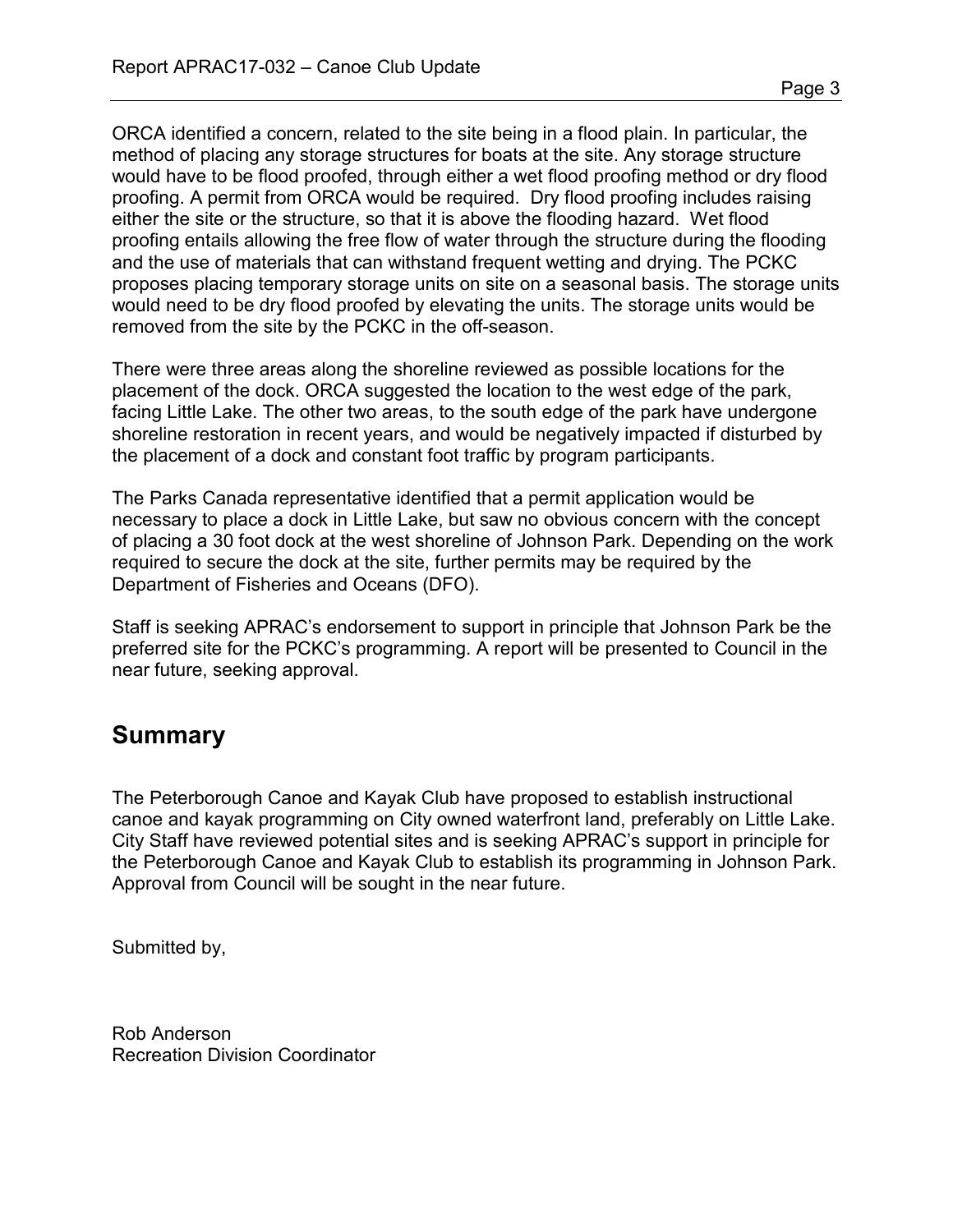ORCA identified a concern, related to the site being in a flood plain. In particular, the method of placing any storage structures for boats at the site. Any storage structure would have to be flood proofed, through either a wet flood proofing method or dry flood proofing. A permit from ORCA would be required. Dry flood proofing includes raising either the site or the structure, so that it is above the flooding hazard. Wet flood proofing entails allowing the free flow of water through the structure during the flooding and the use of materials that can withstand frequent wetting and drying. The PCKC proposes placing temporary storage units on site on a seasonal basis. The storage units would need to be dry flood proofed by elevating the units. The storage units would be removed from the site by the PCKC in the off-season.

There were three areas along the shoreline reviewed as possible locations for the placement of the dock. ORCA suggested the location to the west edge of the park, facing Little Lake. The other two areas, to the south edge of the park have undergone shoreline restoration in recent years, and would be negatively impacted if disturbed by the placement of a dock and constant foot traffic by program participants.

The Parks Canada representative identified that a permit application would be necessary to place a dock in Little Lake, but saw no obvious concern with the concept of placing a 30 foot dock at the west shoreline of Johnson Park. Depending on the work required to secure the dock at the site, further permits may be required by the Department of Fisheries and Oceans (DFO).

Staff is seeking APRAC's endorsement to support in principle that Johnson Park be the preferred site for the PCKC's programming. A report will be presented to Council in the near future, seeking approval.

## Summary

The Peterborough Canoe and Kayak Club have proposed to establish instructional canoe and kayak programming on City owned waterfront land, preferably on Little Lake. City Staff have reviewed potential sites and is seeking APRAC's support in principle for the Peterborough Canoe and Kayak Club to establish its programming in Johnson Park. Approval from Council will be sought in the near future.

Submitted by,

Rob Anderson
Recreation Division Coordinator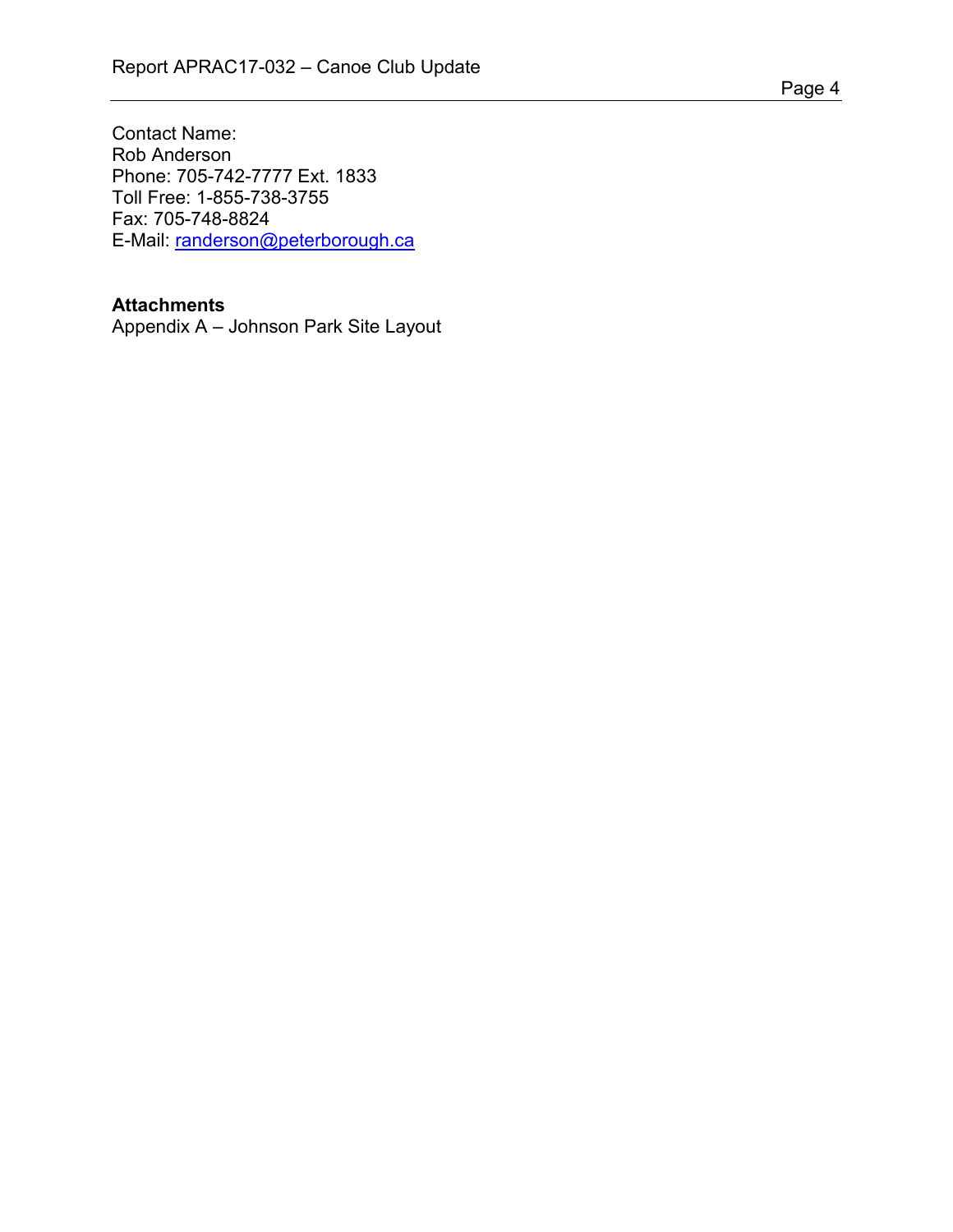Contact Name:
Rob Anderson
Phone: 705-742-7777 Ext. 1833
Toll Free: 1-855-738-3755
Fax: 705-748-8824
E-Mail: randerson@peterborough.ca

**Attachments**
Appendix A – Johnson Park Site Layout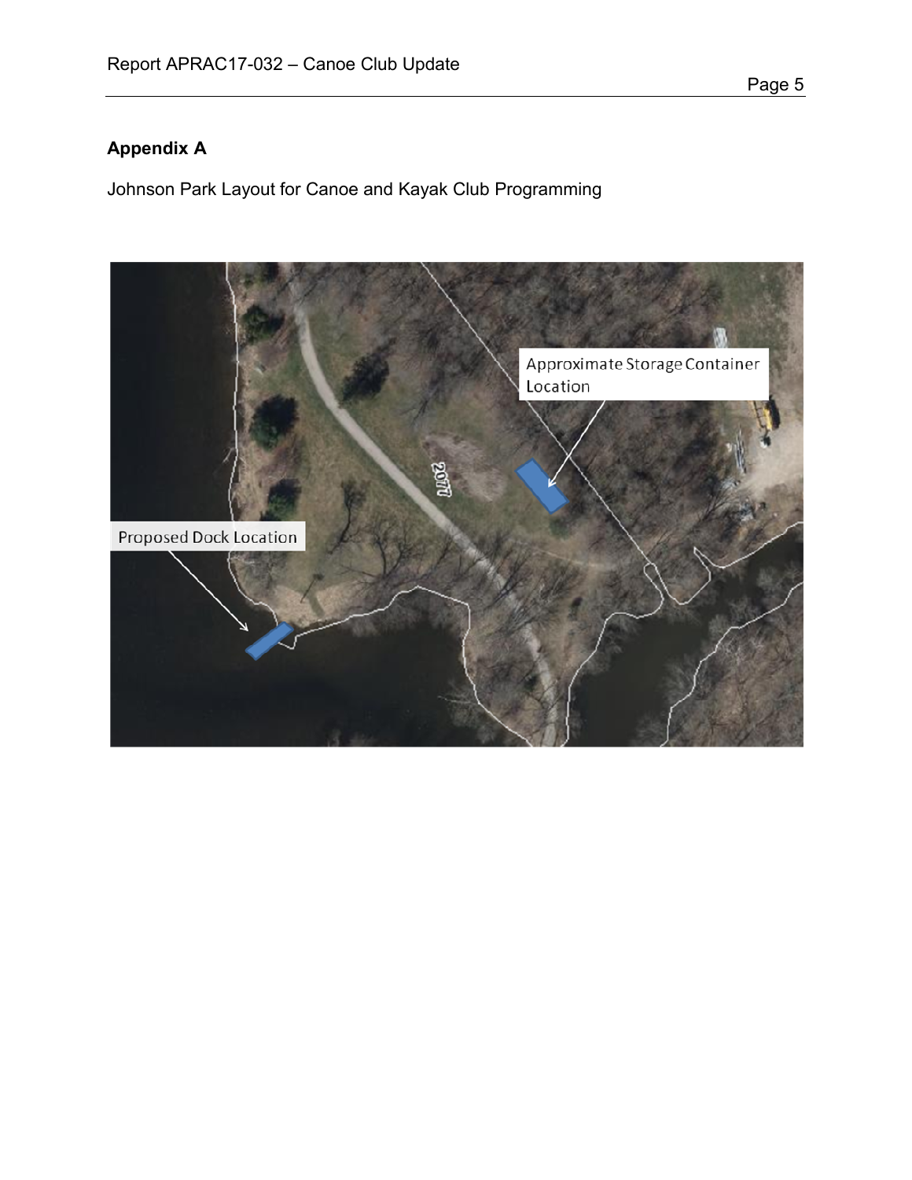## Appendix A

Johnson Park Layout for Canoe and Kayak Club Programming

Approximate Storage Container Location

2077

Proposed Dock Location